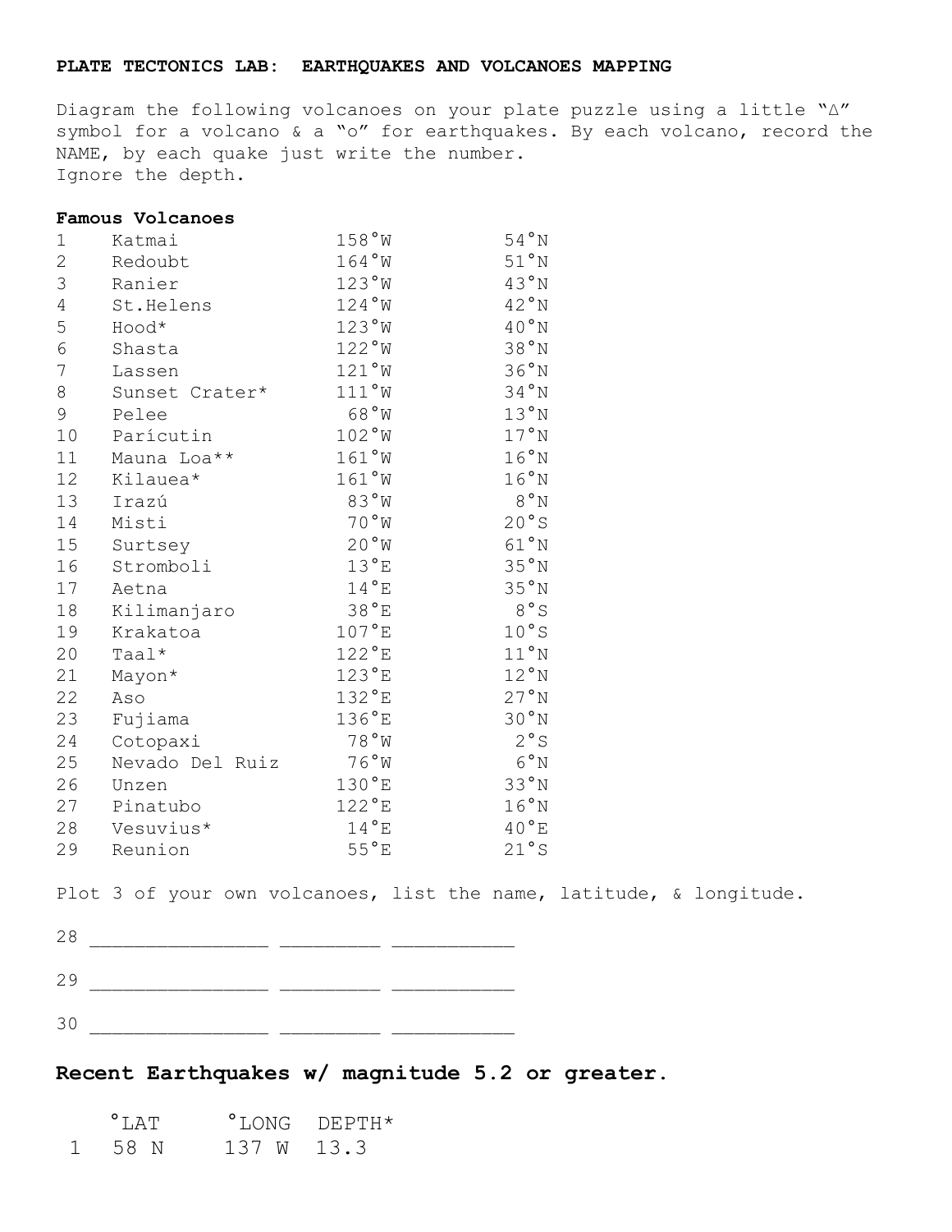**PLATE TECTONICS LAB: EARTHQUAKES AND VOLCANOES MAPPING**

Diagram the following volcanoes on your plate puzzle using a little "Δ" symbol for a volcano & a "o" for earthquakes. By each volcano, record the NAME, by each quake just write the number.
Ignore the depth.

**Famous Volcanoes**

| | | | |
|---|---|---|---|
| 1 | Katmai | 158°W | 54°N |
| 2 | Redoubt | 164°W | 51°N |
| 3 | Ranier | 123°W | 43°N |
| 4 | St.Helens | 124°W | 42°N |
| 5 | Hood* | 123°W | 40°N |
| 6 | Shasta | 122°W | 38°N |
| 7 | Lassen | 121°W | 36°N |
| 8 | Sunset Crater* | 111°W | 34°N |
| 9 | Pelee | 68°W | 13°N |
| 10 | Parícutin | 102°W | 17°N |
| 11 | Mauna Loa** | 161°W | 16°N |
| 12 | Kilauea* | 161°W | 16°N |
| 13 | Irazú | 83°W | 8°N |
| 14 | Misti | 70°W | 20°S |
| 15 | Surtsey | 20°W | 61°N |
| 16 | Stromboli | 13°E | 35°N |
| 17 | Aetna | 14°E | 35°N |
| 18 | Kilimanjaro | 38°E | 8°S |
| 19 | Krakatoa | 107°E | 10°S |
| 20 | Taal* | 122°E | 11°N |
| 21 | Mayon* | 123°E | 12°N |
| 22 | Aso | 132°E | 27°N |
| 23 | Fujiama | 136°E | 30°N |
| 24 | Cotopaxi | 78°W | 2°S |
| 25 | Nevado Del Ruiz | 76°W | 6°N |
| 26 | Unzen | 130°E | 33°N |
| 27 | Pinatubo | 122°E | 16°N |
| 28 | Vesuvius* | 14°E | 40°E |
| 29 | Reunion | 55°E | 21°S |

Plot 3 of your own volcanoes, list the name, latitude, & longitude.

28 _______________ _________ __________

29 _______________ _________ __________

30 _______________ _________ __________

## Recent Earthquakes w/ magnitude 5.2 or greater.

| | °LAT | °LONG | DEPTH* |
|---|---|---|---|
| 1 | 58 N | 137 W | 13.3 |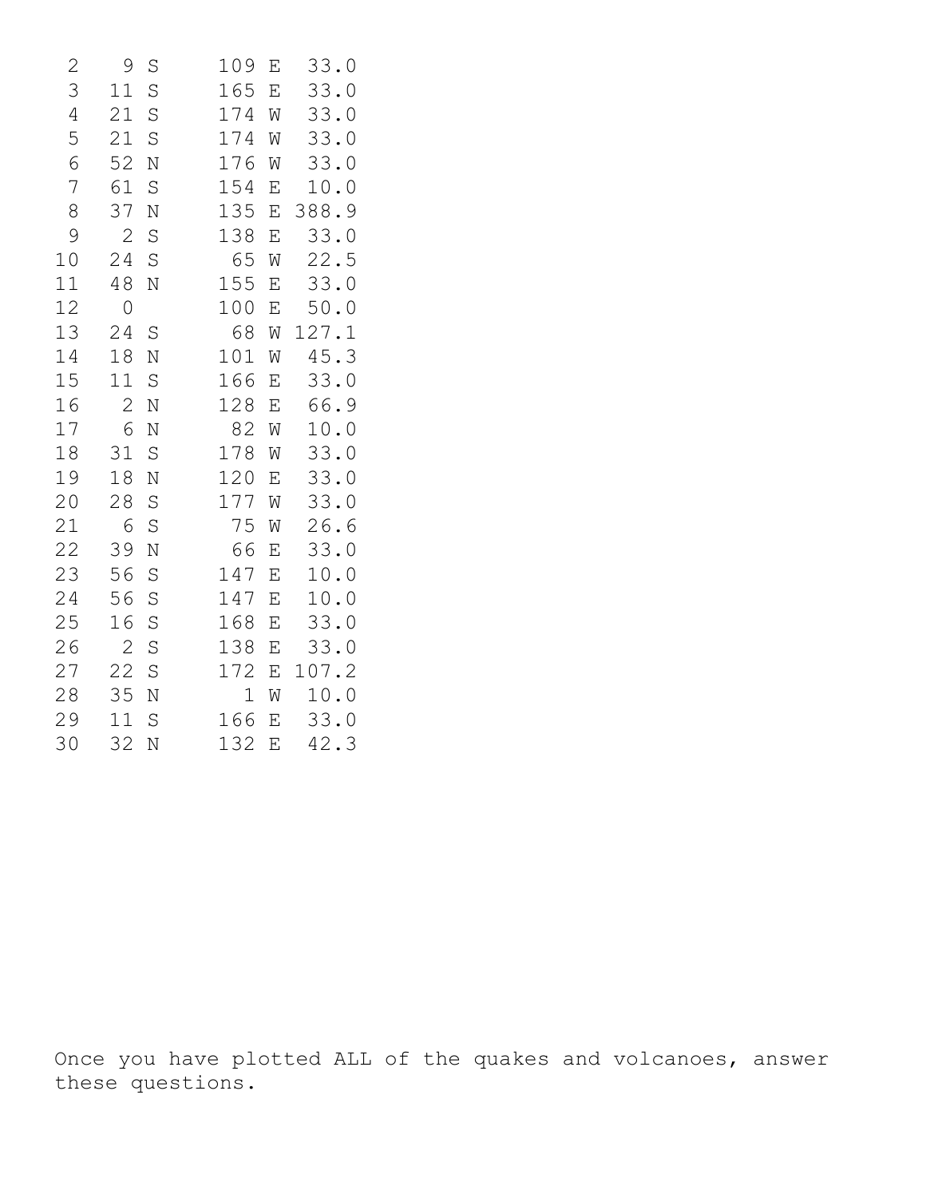```
 2    9 S     109 E  33.0
 3   11 S     165 E  33.0
 4   21 S     174 W  33.0
 5   21 S     174 W  33.0
 6   52 N     176 W  33.0
 7   61 S     154 E  10.0
 8   37 N     135 E 388.9
 9    2 S     138 E  33.0
10   24 S      65 W  22.5
11   48 N     155 E  33.0
12    0       100 E  50.0
13   24 S      68 W 127.1
14   18 N     101 W  45.3
15   11 S     166 E  33.0
16    2 N     128 E  66.9
17    6 N      82 W  10.0
18   31 S     178 W  33.0
19   18 N     120 E  33.0
20   28 S     177 W  33.0
21    6 S      75 W  26.6
22   39 N      66 E  33.0
23   56 S     147 E  10.0
24   56 S     147 E  10.0
25   16 S     168 E  33.0
26    2 S     138 E  33.0
27   22 S     172 E 107.2
28   35 N       1 W  10.0
29   11 S     166 E  33.0
30   32 N     132 E  42.3
```

Once you have plotted ALL of the quakes and volcanoes, answer these questions.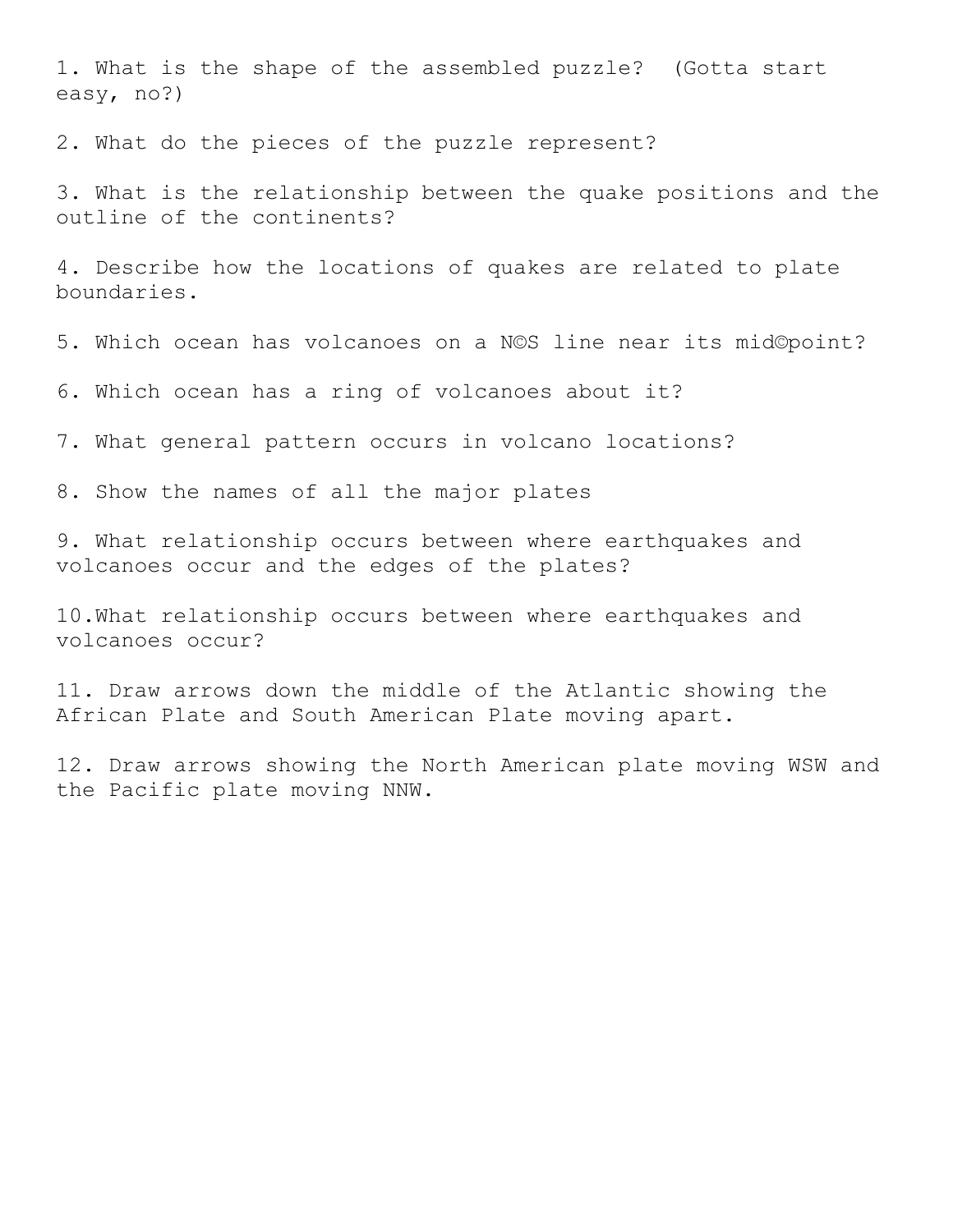1. What is the shape of the assembled puzzle? (Gotta start easy, no?)

2. What do the pieces of the puzzle represent?

3. What is the relationship between the quake positions and the outline of the continents?

4. Describe how the locations of quakes are related to plate boundaries.

5. Which ocean has volcanoes on a N©S line near its mid©point?

6. Which ocean has a ring of volcanoes about it?

7. What general pattern occurs in volcano locations?

8. Show the names of all the major plates

9. What relationship occurs between where earthquakes and volcanoes occur and the edges of the plates?

10.What relationship occurs between where earthquakes and volcanoes occur?

11. Draw arrows down the middle of the Atlantic showing the African Plate and South American Plate moving apart.

12. Draw arrows showing the North American plate moving WSW and the Pacific plate moving NNW.